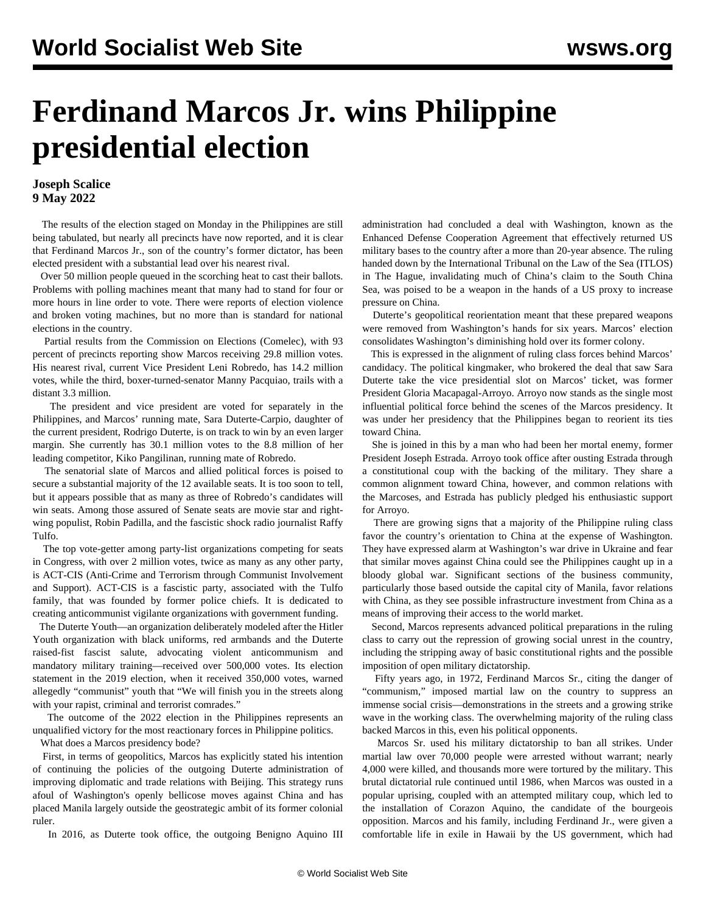# Ferdinand Marcos Jr. wins Philippine presidential election

**Joseph Scalice**
**9 May 2022**

The results of the election staged on Monday in the Philippines are still being tabulated, but nearly all precincts have now reported, and it is clear that Ferdinand Marcos Jr., son of the country's former dictator, has been elected president with a substantial lead over his nearest rival.

Over 50 million people queued in the scorching heat to cast their ballots. Problems with polling machines meant that many had to stand for four or more hours in line order to vote. There were reports of election violence and broken voting machines, but no more than is standard for national elections in the country.

Partial results from the Commission on Elections (Comelec), with 93 percent of precincts reporting show Marcos receiving 29.8 million votes. His nearest rival, current Vice President Leni Robredo, has 14.2 million votes, while the third, boxer-turned-senator Manny Pacquiao, trails with a distant 3.3 million.

The president and vice president are voted for separately in the Philippines, and Marcos' running mate, Sara Duterte-Carpio, daughter of the current president, Rodrigo Duterte, is on track to win by an even larger margin. She currently has 30.1 million votes to the 8.8 million of her leading competitor, Kiko Pangilinan, running mate of Robredo.

The senatorial slate of Marcos and allied political forces is poised to secure a substantial majority of the 12 available seats. It is too soon to tell, but it appears possible that as many as three of Robredo's candidates will win seats. Among those assured of Senate seats are movie star and right-wing populist, Robin Padilla, and the fascistic shock radio journalist Raffy Tulfo.

The top vote-getter among party-list organizations competing for seats in Congress, with over 2 million votes, twice as many as any other party, is ACT-CIS (Anti-Crime and Terrorism through Communist Involvement and Support). ACT-CIS is a fascistic party, associated with the Tulfo family, that was founded by former police chiefs. It is dedicated to creating anticommunist vigilante organizations with government funding.

The Duterte Youth—an organization deliberately modeled after the Hitler Youth organization with black uniforms, red armbands and the Duterte raised-fist fascist salute, advocating violent anticommunism and mandatory military training—received over 500,000 votes. Its election statement in the 2019 election, when it received 350,000 votes, warned allegedly "communist" youth that "We will finish you in the streets along with your rapist, criminal and terrorist comrades."

The outcome of the 2022 election in the Philippines represents an unqualified victory for the most reactionary forces in Philippine politics.

What does a Marcos presidency bode?

First, in terms of geopolitics, Marcos has explicitly stated his intention of continuing the policies of the outgoing Duterte administration of improving diplomatic and trade relations with Beijing. This strategy runs afoul of Washington's openly bellicose moves against China and has placed Manila largely outside the geostrategic ambit of its former colonial ruler.

In 2016, as Duterte took office, the outgoing Benigno Aquino III administration had concluded a deal with Washington, known as the Enhanced Defense Cooperation Agreement that effectively returned US military bases to the country after a more than 20-year absence. The ruling handed down by the International Tribunal on the Law of the Sea (ITLOS) in The Hague, invalidating much of China's claim to the South China Sea, was poised to be a weapon in the hands of a US proxy to increase pressure on China.

Duterte's geopolitical reorientation meant that these prepared weapons were removed from Washington's hands for six years. Marcos' election consolidates Washington's diminishing hold over its former colony.

This is expressed in the alignment of ruling class forces behind Marcos' candidacy. The political kingmaker, who brokered the deal that saw Sara Duterte take the vice presidential slot on Marcos' ticket, was former President Gloria Macapagal-Arroyo. Arroyo now stands as the single most influential political force behind the scenes of the Marcos presidency. It was under her presidency that the Philippines began to reorient its ties toward China.

She is joined in this by a man who had been her mortal enemy, former President Joseph Estrada. Arroyo took office after ousting Estrada through a constitutional coup with the backing of the military. They share a common alignment toward China, however, and common relations with the Marcoses, and Estrada has publicly pledged his enthusiastic support for Arroyo.

There are growing signs that a majority of the Philippine ruling class favor the country's orientation to China at the expense of Washington. They have expressed alarm at Washington's war drive in Ukraine and fear that similar moves against China could see the Philippines caught up in a bloody global war. Significant sections of the business community, particularly those based outside the capital city of Manila, favor relations with China, as they see possible infrastructure investment from China as a means of improving their access to the world market.

Second, Marcos represents advanced political preparations in the ruling class to carry out the repression of growing social unrest in the country, including the stripping away of basic constitutional rights and the possible imposition of open military dictatorship.

Fifty years ago, in 1972, Ferdinand Marcos Sr., citing the danger of "communism," imposed martial law on the country to suppress an immense social crisis—demonstrations in the streets and a growing strike wave in the working class. The overwhelming majority of the ruling class backed Marcos in this, even his political opponents.

Marcos Sr. used his military dictatorship to ban all strikes. Under martial law over 70,000 people were arrested without warrant; nearly 4,000 were killed, and thousands more were tortured by the military. This brutal dictatorial rule continued until 1986, when Marcos was ousted in a popular uprising, coupled with an attempted military coup, which led to the installation of Corazon Aquino, the candidate of the bourgeois opposition. Marcos and his family, including Ferdinand Jr., were given a comfortable life in exile in Hawaii by the US government, which had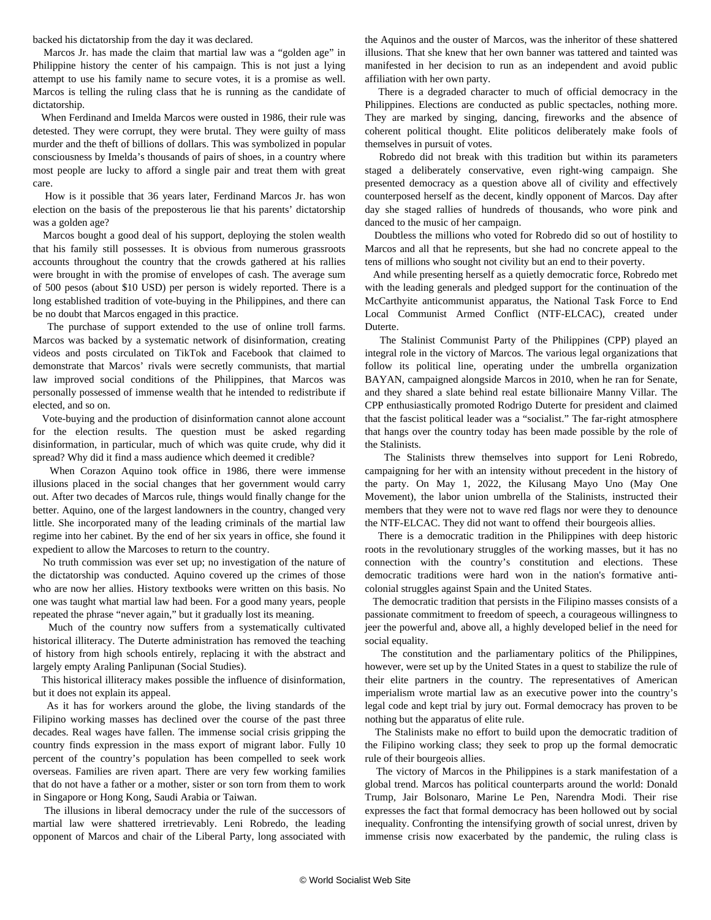backed his dictatorship from the day it was declared.

Marcos Jr. has made the claim that martial law was a "golden age" in Philippine history the center of his campaign. This is not just a lying attempt to use his family name to secure votes, it is a promise as well. Marcos is telling the ruling class that he is running as the candidate of dictatorship.

When Ferdinand and Imelda Marcos were ousted in 1986, their rule was detested. They were corrupt, they were brutal. They were guilty of mass murder and the theft of billions of dollars. This was symbolized in popular consciousness by Imelda's thousands of pairs of shoes, in a country where most people are lucky to afford a single pair and treat them with great care.

How is it possible that 36 years later, Ferdinand Marcos Jr. has won election on the basis of the preposterous lie that his parents' dictatorship was a golden age?

Marcos bought a good deal of his support, deploying the stolen wealth that his family still possesses. It is obvious from numerous grassroots accounts throughout the country that the crowds gathered at his rallies were brought in with the promise of envelopes of cash. The average sum of 500 pesos (about $10 USD) per person is widely reported. There is a long established tradition of vote-buying in the Philippines, and there can be no doubt that Marcos engaged in this practice.

The purchase of support extended to the use of online troll farms. Marcos was backed by a systematic network of disinformation, creating videos and posts circulated on TikTok and Facebook that claimed to demonstrate that Marcos' rivals were secretly communists, that martial law improved social conditions of the Philippines, that Marcos was personally possessed of immense wealth that he intended to redistribute if elected, and so on.

Vote-buying and the production of disinformation cannot alone account for the election results. The question must be asked regarding disinformation, in particular, much of which was quite crude, why did it spread? Why did it find a mass audience which deemed it credible?

When Corazon Aquino took office in 1986, there were immense illusions placed in the social changes that her government would carry out. After two decades of Marcos rule, things would finally change for the better. Aquino, one of the largest landowners in the country, changed very little. She incorporated many of the leading criminals of the martial law regime into her cabinet. By the end of her six years in office, she found it expedient to allow the Marcoses to return to the country.

No truth commission was ever set up; no investigation of the nature of the dictatorship was conducted. Aquino covered up the crimes of those who are now her allies. History textbooks were written on this basis. No one was taught what martial law had been. For a good many years, people repeated the phrase "never again," but it gradually lost its meaning.

Much of the country now suffers from a systematically cultivated historical illiteracy. The Duterte administration has removed the teaching of history from high schools entirely, replacing it with the abstract and largely empty Araling Panlipunan (Social Studies).

This historical illiteracy makes possible the influence of disinformation, but it does not explain its appeal.

As it has for workers around the globe, the living standards of the Filipino working masses has declined over the course of the past three decades. Real wages have fallen. The immense social crisis gripping the country finds expression in the mass export of migrant labor. Fully 10 percent of the country's population has been compelled to seek work overseas. Families are riven apart. There are very few working families that do not have a father or a mother, sister or son torn from them to work in Singapore or Hong Kong, Saudi Arabia or Taiwan.

The illusions in liberal democracy under the rule of the successors of martial law were shattered irretrievably. Leni Robredo, the leading opponent of Marcos and chair of the Liberal Party, long associated with the Aquinos and the ouster of Marcos, was the inheritor of these shattered illusions. That she knew that her own banner was tattered and tainted was manifested in her decision to run as an independent and avoid public affiliation with her own party.

There is a degraded character to much of official democracy in the Philippines. Elections are conducted as public spectacles, nothing more. They are marked by singing, dancing, fireworks and the absence of coherent political thought. Elite politicos deliberately make fools of themselves in pursuit of votes.

Robredo did not break with this tradition but within its parameters staged a deliberately conservative, even right-wing campaign. She presented democracy as a question above all of civility and effectively counterposed herself as the decent, kindly opponent of Marcos. Day after day she staged rallies of hundreds of thousands, who wore pink and danced to the music of her campaign.

Doubtless the millions who voted for Robredo did so out of hostility to Marcos and all that he represents, but she had no concrete appeal to the tens of millions who sought not civility but an end to their poverty.

And while presenting herself as a quietly democratic force, Robredo met with the leading generals and pledged support for the continuation of the McCarthyite anticommunist apparatus, the National Task Force to End Local Communist Armed Conflict (NTF-ELCAC), created under Duterte.

The Stalinist Communist Party of the Philippines (CPP) played an integral role in the victory of Marcos. The various legal organizations that follow its political line, operating under the umbrella organization BAYAN, campaigned alongside Marcos in 2010, when he ran for Senate, and they shared a slate behind real estate billionaire Manny Villar. The CPP enthusiastically promoted Rodrigo Duterte for president and claimed that the fascist political leader was a "socialist." The far-right atmosphere that hangs over the country today has been made possible by the role of the Stalinists.

The Stalinists threw themselves into support for Leni Robredo, campaigning for her with an intensity without precedent in the history of the party. On May 1, 2022, the Kilusang Mayo Uno (May One Movement), the labor union umbrella of the Stalinists, instructed their members that they were not to wave red flags nor were they to denounce the NTF-ELCAC. They did not want to offend their bourgeois allies.

There is a democratic tradition in the Philippines with deep historic roots in the revolutionary struggles of the working masses, but it has no connection with the country's constitution and elections. These democratic traditions were hard won in the nation's formative anti-colonial struggles against Spain and the United States.

The democratic tradition that persists in the Filipino masses consists of a passionate commitment to freedom of speech, a courageous willingness to jeer the powerful and, above all, a highly developed belief in the need for social equality.

The constitution and the parliamentary politics of the Philippines, however, were set up by the United States in a quest to stabilize the rule of their elite partners in the country. The representatives of American imperialism wrote martial law as an executive power into the country's legal code and kept trial by jury out. Formal democracy has proven to be nothing but the apparatus of elite rule.

The Stalinists make no effort to build upon the democratic tradition of the Filipino working class; they seek to prop up the formal democratic rule of their bourgeois allies.

The victory of Marcos in the Philippines is a stark manifestation of a global trend. Marcos has political counterparts around the world: Donald Trump, Jair Bolsonaro, Marine Le Pen, Narendra Modi. Their rise expresses the fact that formal democracy has been hollowed out by social inequality. Confronting the intensifying growth of social unrest, driven by immense crisis now exacerbated by the pandemic, the ruling class is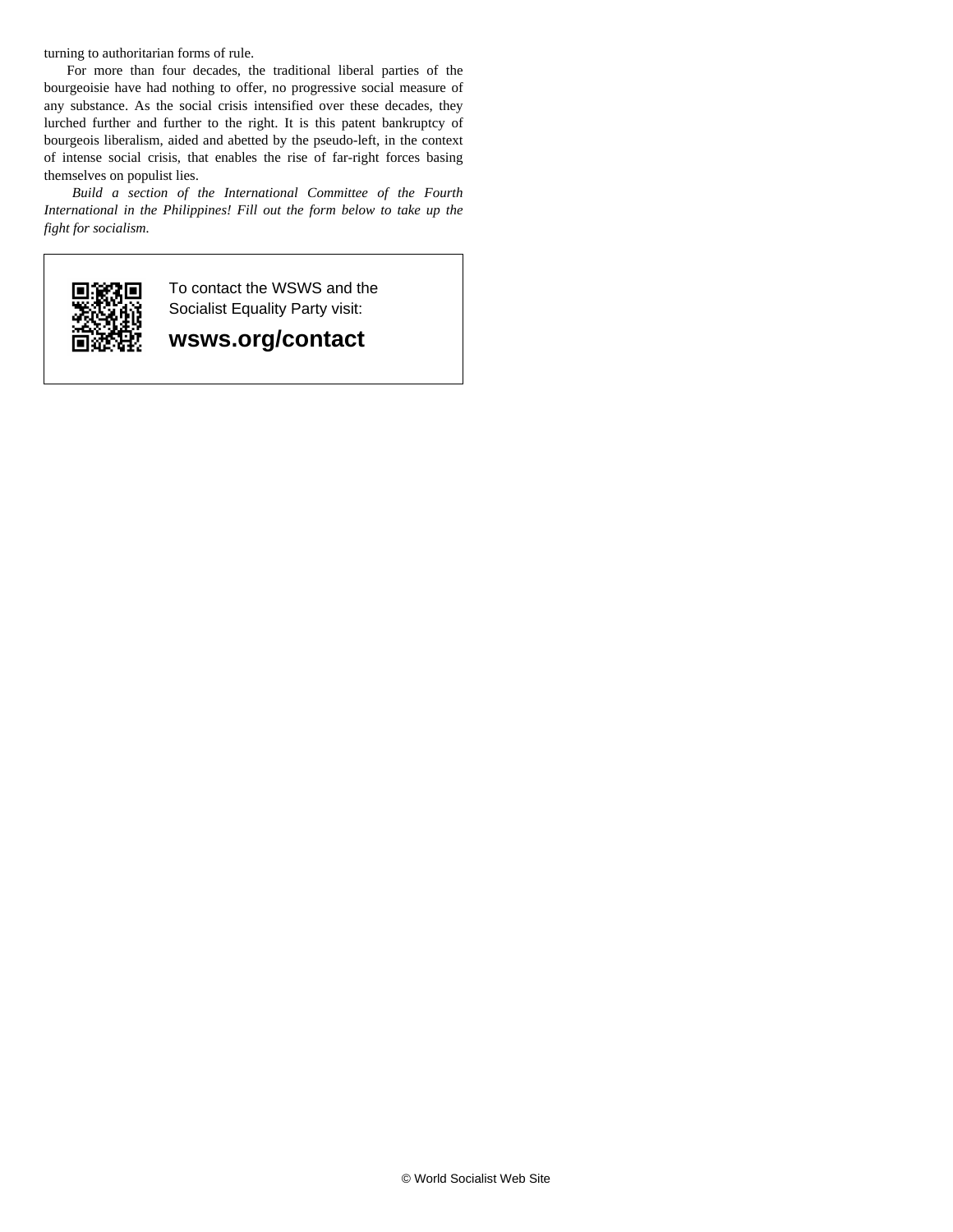turning to authoritarian forms of rule.

For more than four decades, the traditional liberal parties of the bourgeoisie have had nothing to offer, no progressive social measure of any substance. As the social crisis intensified over these decades, they lurched further and further to the right. It is this patent bankruptcy of bourgeois liberalism, aided and abetted by the pseudo-left, in the context of intense social crisis, that enables the rise of far-right forces basing themselves on populist lies.

*Build a section of the International Committee of the Fourth International in the Philippines! Fill out the form below to take up the fight for socialism.*

To contact the WSWS and the Socialist Equality Party visit:

**wsws.org/contact**